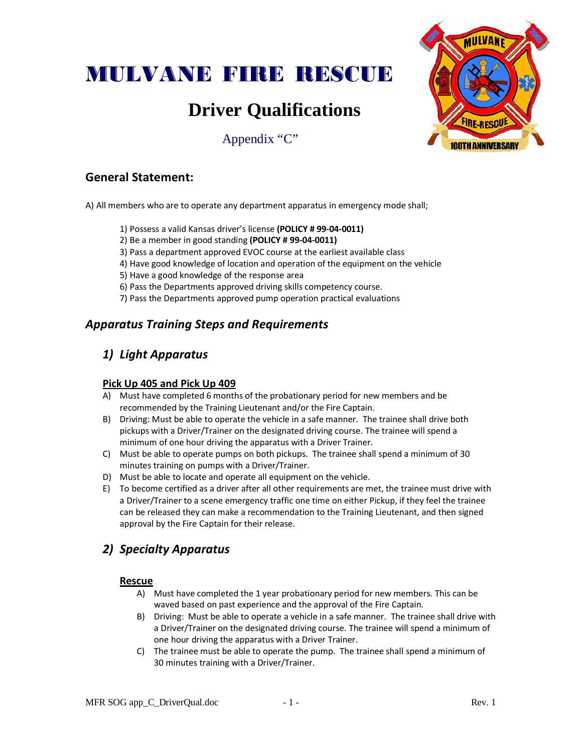# MULVANE FIRE RESCUE

## Driver Qualifications

Appendix "C"

## General Statement:

A) All members who are to operate any department apparatus in emergency mode shall;

1) Possess a valid Kansas driver's license **(POLICY # 99-04-0011)**
2) Be a member in good standing **(POLICY # 99-04-0011)**
3) Pass a department approved EVOC course at the earliest available class
4) Have good knowledge of location and operation of the equipment on the vehicle
5) Have a good knowledge of the response area
6) Pass the Departments approved driving skills competency course.
7) Pass the Departments approved pump operation practical evaluations

## *Apparatus Training Steps and Requirements*

### *1) Light Apparatus*

#### Pick Up 405 and Pick Up 409

A) Must have completed 6 months of the probationary period for new members and be recommended by the Training Lieutenant and/or the Fire Captain.

B) Driving: Must be able to operate the vehicle in a safe manner. The trainee shall drive both pickups with a Driver/Trainer on the designated driving course. The trainee will spend a minimum of one hour driving the apparatus with a Driver Trainer.

C) Must be able to operate pumps on both pickups. The trainee shall spend a minimum of 30 minutes training on pumps with a Driver/Trainer.

D) Must be able to locate and operate all equipment on the vehicle.

E) To become certified as a driver after all other requirements are met, the trainee must drive with a Driver/Trainer to a scene emergency traffic one time on either Pickup, if they feel the trainee can be released they can make a recommendation to the Training Lieutenant, and then signed approval by the Fire Captain for their release.

### *2) Specialty Apparatus*

#### Rescue

A) Must have completed the 1 year probationary period for new members. This can be waved based on past experience and the approval of the Fire Captain.

B) Driving: Must be able to operate a vehicle in a safe manner. The trainee shall drive with a Driver/Trainer on the designated driving course. The trainee will spend a minimum of one hour driving the apparatus with a Driver Trainer.

C) The trainee must be able to operate the pump. The trainee shall spend a minimum of 30 minutes training with a Driver/Trainer.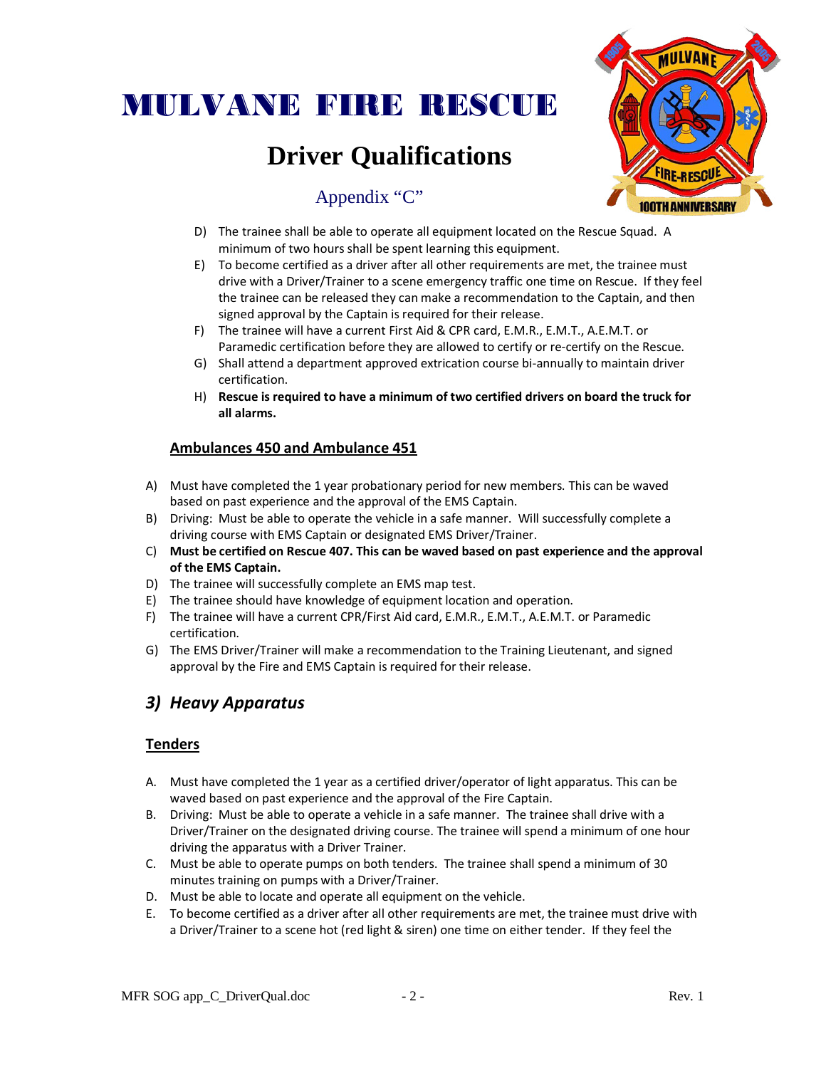# MULVANE FIRE RESCUE

## Driver Qualifications

Appendix "C"

D) The trainee shall be able to operate all equipment located on the Rescue Squad. A minimum of two hours shall be spent learning this equipment.

E) To become certified as a driver after all other requirements are met, the trainee must drive with a Driver/Trainer to a scene emergency traffic one time on Rescue. If they feel the trainee can be released they can make a recommendation to the Captain, and then signed approval by the Captain is required for their release.

F) The trainee will have a current First Aid & CPR card, E.M.R., E.M.T., A.E.M.T. or Paramedic certification before they are allowed to certify or re-certify on the Rescue.

G) Shall attend a department approved extrication course bi-annually to maintain driver certification.

H) **Rescue is required to have a minimum of two certified drivers on board the truck for all alarms.**

### Ambulances 450 and Ambulance 451

A) Must have completed the 1 year probationary period for new members. This can be waved based on past experience and the approval of the EMS Captain.

B) Driving: Must be able to operate the vehicle in a safe manner. Will successfully complete a driving course with EMS Captain or designated EMS Driver/Trainer.

C) **Must be certified on Rescue 407. This can be waved based on past experience and the approval of the EMS Captain.**

D) The trainee will successfully complete an EMS map test.

E) The trainee should have knowledge of equipment location and operation.

F) The trainee will have a current CPR/First Aid card, E.M.R., E.M.T., A.E.M.T. or Paramedic certification.

G) The EMS Driver/Trainer will make a recommendation to the Training Lieutenant, and signed approval by the Fire and EMS Captain is required for their release.

## *3) Heavy Apparatus*

### Tenders

A. Must have completed the 1 year as a certified driver/operator of light apparatus. This can be waved based on past experience and the approval of the Fire Captain.

B. Driving: Must be able to operate a vehicle in a safe manner. The trainee shall drive with a Driver/Trainer on the designated driving course. The trainee will spend a minimum of one hour driving the apparatus with a Driver Trainer.

C. Must be able to operate pumps on both tenders. The trainee shall spend a minimum of 30 minutes training on pumps with a Driver/Trainer.

D. Must be able to locate and operate all equipment on the vehicle.

E. To become certified as a driver after all other requirements are met, the trainee must drive with a Driver/Trainer to a scene hot (red light & siren) one time on either tender. If they feel the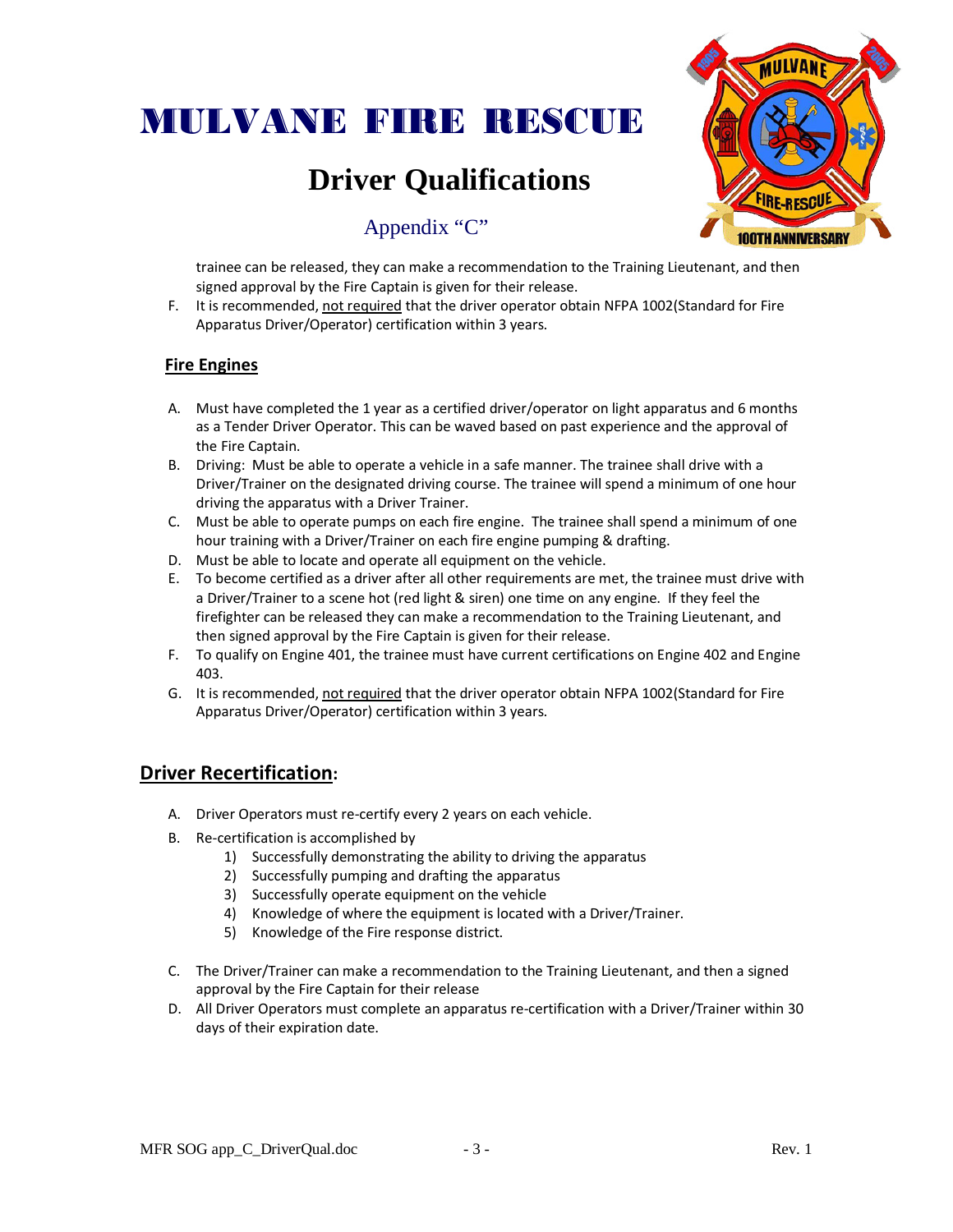# MULVANE FIRE RESCUE

## Driver Qualifications

### Appendix "C"

trainee can be released, they can make a recommendation to the Training Lieutenant, and then signed approval by the Fire Captain is given for their release.

F. It is recommended, <u>not required</u> that the driver operator obtain NFPA 1002(Standard for Fire Apparatus Driver/Operator) certification within 3 years.

**<u>Fire Engines</u>**

A. Must have completed the 1 year as a certified driver/operator on light apparatus and 6 months as a Tender Driver Operator. This can be waved based on past experience and the approval of the Fire Captain.
B. Driving: Must be able to operate a vehicle in a safe manner. The trainee shall drive with a Driver/Trainer on the designated driving course. The trainee will spend a minimum of one hour driving the apparatus with a Driver Trainer.
C. Must be able to operate pumps on each fire engine. The trainee shall spend a minimum of one hour training with a Driver/Trainer on each fire engine pumping & drafting.
D. Must be able to locate and operate all equipment on the vehicle.
E. To become certified as a driver after all other requirements are met, the trainee must drive with a Driver/Trainer to a scene hot (red light & siren) one time on any engine. If they feel the firefighter can be released they can make a recommendation to the Training Lieutenant, and then signed approval by the Fire Captain is given for their release.
F. To qualify on Engine 401, the trainee must have current certifications on Engine 402 and Engine 403.
G. It is recommended, <u>not required</u> that the driver operator obtain NFPA 1002(Standard for Fire Apparatus Driver/Operator) certification within 3 years.

## <u>Driver Recertification</u>:

A. Driver Operators must re-certify every 2 years on each vehicle.
B. Re-certification is accomplished by
   1) Successfully demonstrating the ability to driving the apparatus
   2) Successfully pumping and drafting the apparatus
   3) Successfully operate equipment on the vehicle
   4) Knowledge of where the equipment is located with a Driver/Trainer.
   5) Knowledge of the Fire response district.

C. The Driver/Trainer can make a recommendation to the Training Lieutenant, and then a signed approval by the Fire Captain for their release
D. All Driver Operators must complete an apparatus re-certification with a Driver/Trainer within 30 days of their expiration date.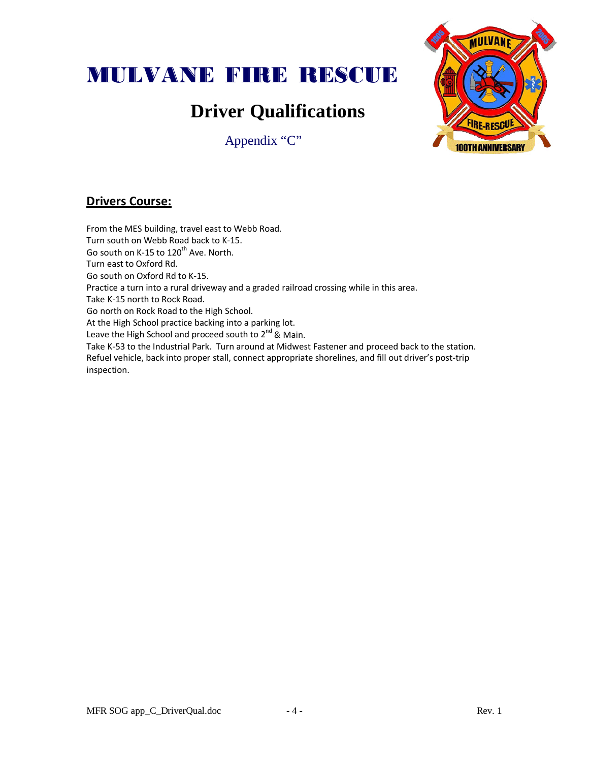# MULVANE FIRE RESCUE

## Driver Qualifications

Appendix "C"

### Drivers Course:

From the MES building, travel east to Webb Road.
Turn south on Webb Road back to K-15.
Go south on K-15 to 120th Ave. North.
Turn east to Oxford Rd.
Go south on Oxford Rd to K-15.
Practice a turn into a rural driveway and a graded railroad crossing while in this area.
Take K-15 north to Rock Road.
Go north on Rock Road to the High School.
At the High School practice backing into a parking lot.
Leave the High School and proceed south to 2nd & Main.
Take K-53 to the Industrial Park. Turn around at Midwest Fastener and proceed back to the station.
Refuel vehicle, back into proper stall, connect appropriate shorelines, and fill out driver's post-trip inspection.